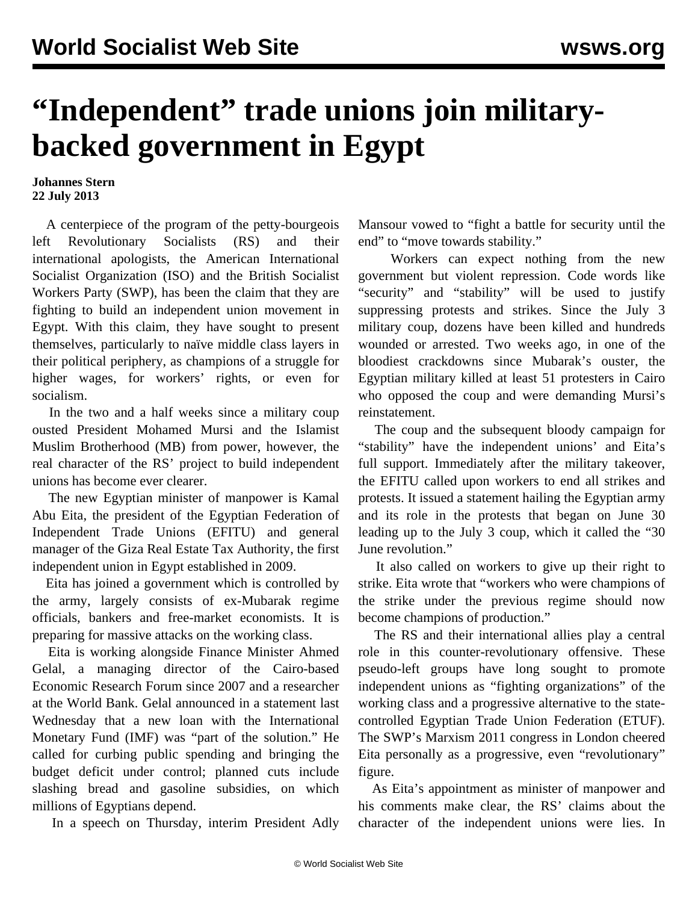# "Independent" trade unions join military-backed government in Egypt

**Johannes Stern**
**22 July 2013**

A centerpiece of the program of the petty-bourgeois left Revolutionary Socialists (RS) and their international apologists, the American International Socialist Organization (ISO) and the British Socialist Workers Party (SWP), has been the claim that they are fighting to build an independent union movement in Egypt. With this claim, they have sought to present themselves, particularly to naïve middle class layers in their political periphery, as champions of a struggle for higher wages, for workers' rights, or even for socialism.

In the two and a half weeks since a military coup ousted President Mohamed Mursi and the Islamist Muslim Brotherhood (MB) from power, however, the real character of the RS' project to build independent unions has become ever clearer.

The new Egyptian minister of manpower is Kamal Abu Eita, the president of the Egyptian Federation of Independent Trade Unions (EFITU) and general manager of the Giza Real Estate Tax Authority, the first independent union in Egypt established in 2009.

Eita has joined a government which is controlled by the army, largely consists of ex-Mubarak regime officials, bankers and free-market economists. It is preparing for massive attacks on the working class.

Eita is working alongside Finance Minister Ahmed Gelal, a managing director of the Cairo-based Economic Research Forum since 2007 and a researcher at the World Bank. Gelal announced in a statement last Wednesday that a new loan with the International Monetary Fund (IMF) was "part of the solution." He called for curbing public spending and bringing the budget deficit under control; planned cuts include slashing bread and gasoline subsidies, on which millions of Egyptians depend.

In a speech on Thursday, interim President Adly Mansour vowed to "fight a battle for security until the end" to "move towards stability."

Workers can expect nothing from the new government but violent repression. Code words like "security" and "stability" will be used to justify suppressing protests and strikes. Since the July 3 military coup, dozens have been killed and hundreds wounded or arrested. Two weeks ago, in one of the bloodiest crackdowns since Mubarak's ouster, the Egyptian military killed at least 51 protesters in Cairo who opposed the coup and were demanding Mursi's reinstatement.

The coup and the subsequent bloody campaign for "stability" have the independent unions' and Eita's full support. Immediately after the military takeover, the EFITU called upon workers to end all strikes and protests. It issued a statement hailing the Egyptian army and its role in the protests that began on June 30 leading up to the July 3 coup, which it called the "30 June revolution."

It also called on workers to give up their right to strike. Eita wrote that "workers who were champions of the strike under the previous regime should now become champions of production."

The RS and their international allies play a central role in this counter-revolutionary offensive. These pseudo-left groups have long sought to promote independent unions as "fighting organizations" of the working class and a progressive alternative to the state-controlled Egyptian Trade Union Federation (ETUF). The SWP's Marxism 2011 congress in London cheered Eita personally as a progressive, even "revolutionary" figure.

As Eita's appointment as minister of manpower and his comments make clear, the RS' claims about the character of the independent unions were lies. In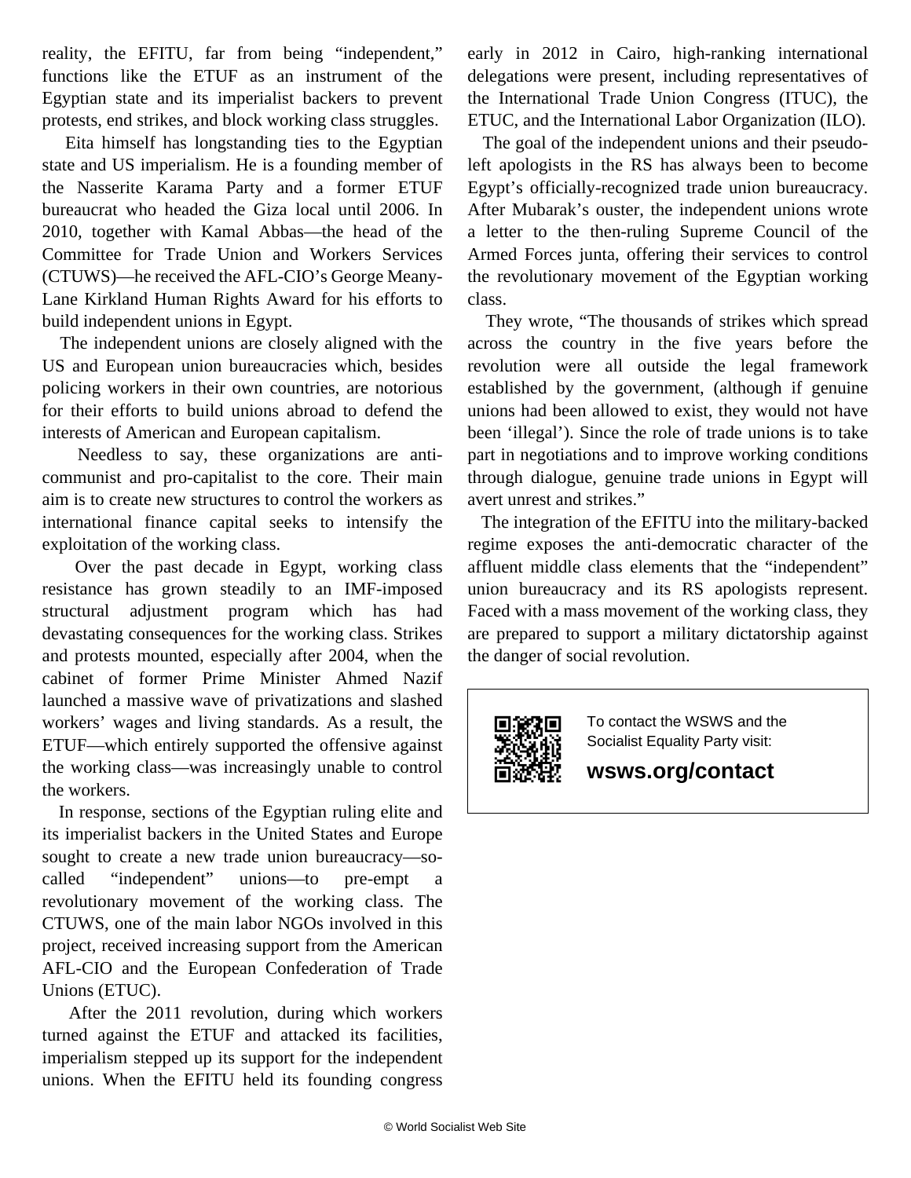reality, the EFITU, far from being "independent," functions like the ETUF as an instrument of the Egyptian state and its imperialist backers to prevent protests, end strikes, and block working class struggles.

Eita himself has longstanding ties to the Egyptian state and US imperialism. He is a founding member of the Nasserite Karama Party and a former ETUF bureaucrat who headed the Giza local until 2006. In 2010, together with Kamal Abbas—the head of the Committee for Trade Union and Workers Services (CTUWS)—he received the AFL-CIO's George Meany-Lane Kirkland Human Rights Award for his efforts to build independent unions in Egypt.

The independent unions are closely aligned with the US and European union bureaucracies which, besides policing workers in their own countries, are notorious for their efforts to build unions abroad to defend the interests of American and European capitalism.

Needless to say, these organizations are anti-communist and pro-capitalist to the core. Their main aim is to create new structures to control the workers as international finance capital seeks to intensify the exploitation of the working class.

Over the past decade in Egypt, working class resistance has grown steadily to an IMF-imposed structural adjustment program which has had devastating consequences for the working class. Strikes and protests mounted, especially after 2004, when the cabinet of former Prime Minister Ahmed Nazif launched a massive wave of privatizations and slashed workers' wages and living standards. As a result, the ETUF—which entirely supported the offensive against the working class—was increasingly unable to control the workers.

In response, sections of the Egyptian ruling elite and its imperialist backers in the United States and Europe sought to create a new trade union bureaucracy—so-called "independent" unions—to pre-empt a revolutionary movement of the working class. The CTUWS, one of the main labor NGOs involved in this project, received increasing support from the American AFL-CIO and the European Confederation of Trade Unions (ETUC).

After the 2011 revolution, during which workers turned against the ETUF and attacked its facilities, imperialism stepped up its support for the independent unions. When the EFITU held its founding congress early in 2012 in Cairo, high-ranking international delegations were present, including representatives of the International Trade Union Congress (ITUC), the ETUC, and the International Labor Organization (ILO).

The goal of the independent unions and their pseudo-left apologists in the RS has always been to become Egypt's officially-recognized trade union bureaucracy. After Mubarak's ouster, the independent unions wrote a letter to the then-ruling Supreme Council of the Armed Forces junta, offering their services to control the revolutionary movement of the Egyptian working class.

They wrote, "The thousands of strikes which spread across the country in the five years before the revolution were all outside the legal framework established by the government, (although if genuine unions had been allowed to exist, they would not have been 'illegal'). Since the role of trade unions is to take part in negotiations and to improve working conditions through dialogue, genuine trade unions in Egypt will avert unrest and strikes."

The integration of the EFITU into the military-backed regime exposes the anti-democratic character of the affluent middle class elements that the "independent" union bureaucracy and its RS apologists represent. Faced with a mass movement of the working class, they are prepared to support a military dictatorship against the danger of social revolution.

To contact the WSWS and the Socialist Equality Party visit:

**wsws.org/contact**